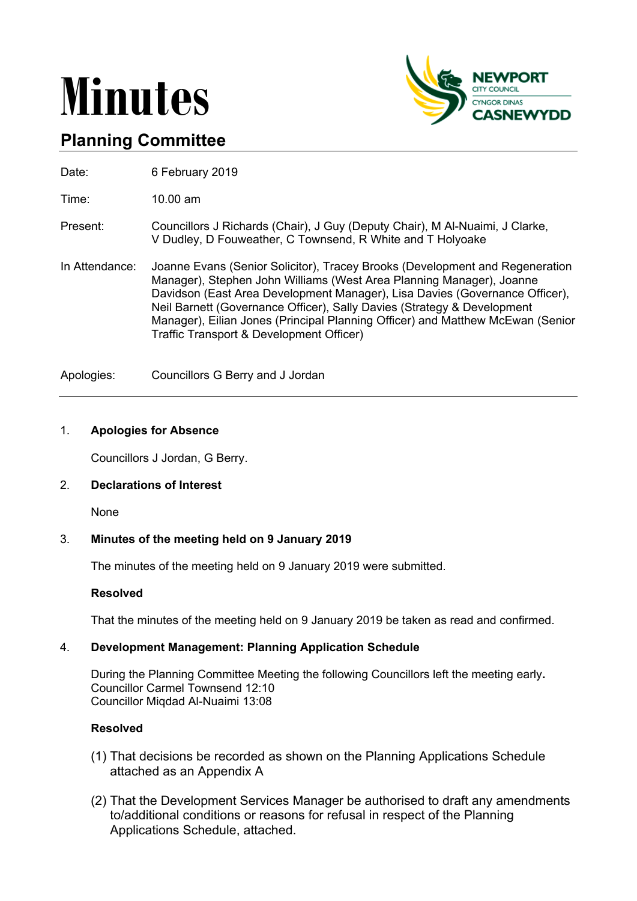# Minutes

## Planning Committee

| | |
|---|---|
| Date: | 6 February 2019 |
| Time: | 10.00 am |
| Present: | Councillors J Richards (Chair), J Guy (Deputy Chair), M Al-Nuaimi, J Clarke, V Dudley, D Fouweather, C Townsend, R White and T Holyoake |
| In Attendance: | Joanne Evans (Senior Solicitor), Tracey Brooks (Development and Regeneration Manager), Stephen John Williams (West Area Planning Manager), Joanne Davidson (East Area Development Manager), Lisa Davies (Governance Officer), Neil Barnett (Governance Officer), Sally Davies (Strategy & Development Manager), Eilian Jones (Principal Planning Officer) and Matthew McEwan (Senior Traffic Transport & Development Officer) |
| Apologies: | Councillors G Berry and J Jordan |

1. **Apologies for Absence**

   Councillors J Jordan, G Berry.

2. **Declarations of Interest**

   None

3. **Minutes of the meeting held on 9 January 2019**

   The minutes of the meeting held on 9 January 2019 were submitted.

   **Resolved**

   That the minutes of the meeting held on 9 January 2019 be taken as read and confirmed.

4. **Development Management: Planning Application Schedule**

   During the Planning Committee Meeting the following Councillors left the meeting early.
   Councillor Carmel Townsend 12:10
   Councillor Miqdad Al-Nuaimi 13:08

   **Resolved**

   (1) That decisions be recorded as shown on the Planning Applications Schedule attached as an Appendix A

   (2) That the Development Services Manager be authorised to draft any amendments to/additional conditions or reasons for refusal in respect of the Planning Applications Schedule, attached.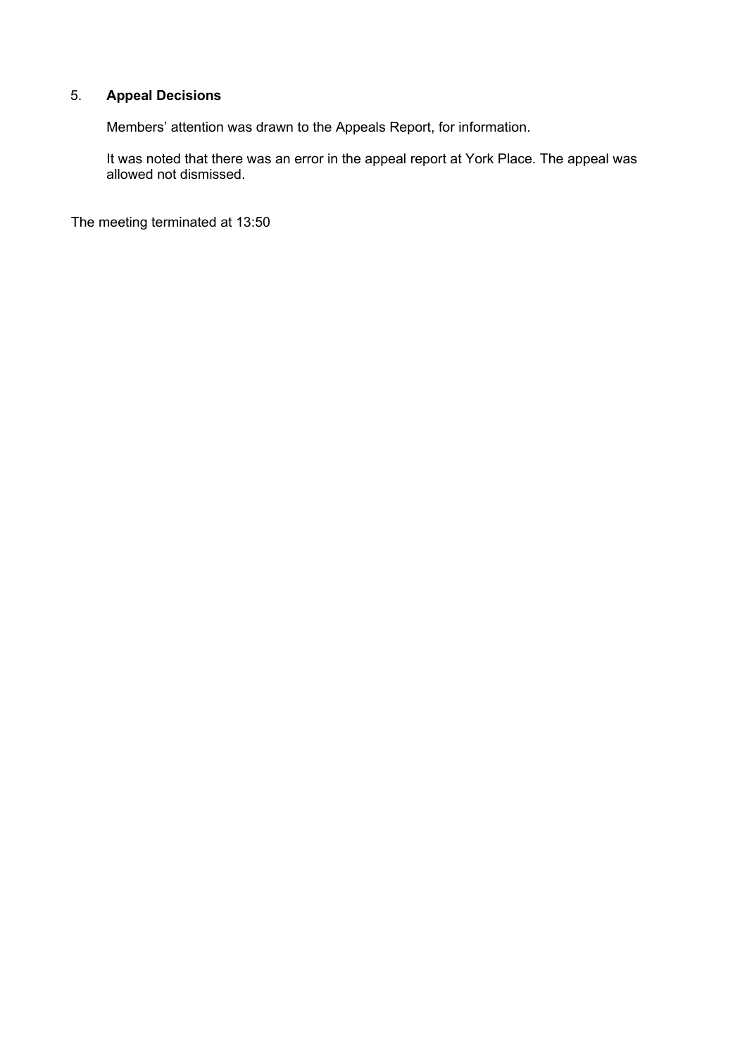5. **Appeal Decisions**

   Members' attention was drawn to the Appeals Report, for information.

   It was noted that there was an error in the appeal report at York Place. The appeal was allowed not dismissed.

The meeting terminated at 13:50